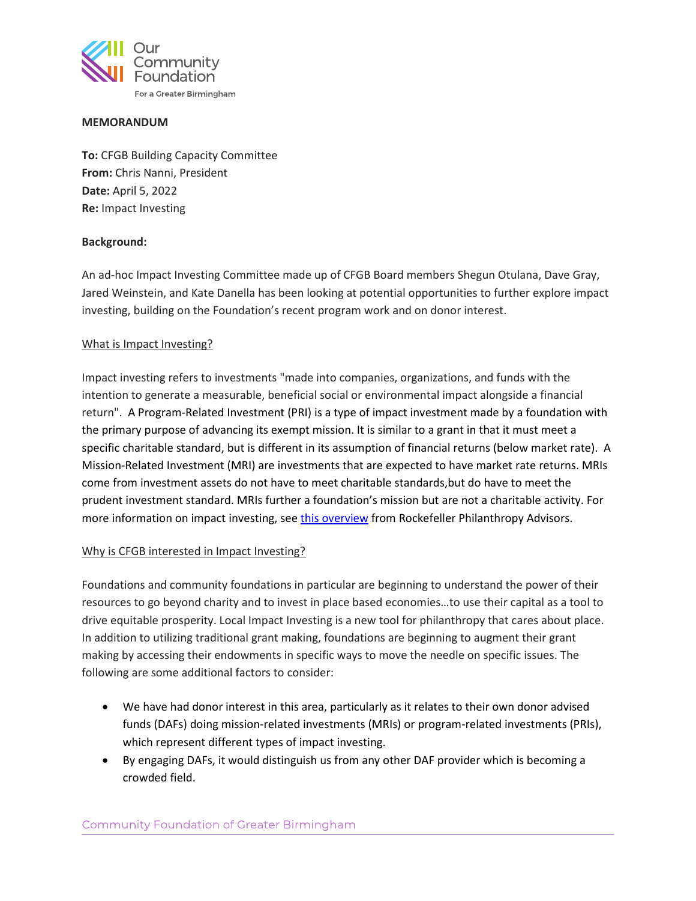Our Community Foundation

For a Greater Birmingham

**MEMORANDUM**

**To:** CFGB Building Capacity Committee
**From:** Chris Nanni, President
**Date:** April 5, 2022
**Re:** Impact Investing

**Background:**

An ad-hoc Impact Investing Committee made up of CFGB Board members Shegun Otulana, Dave Gray, Jared Weinstein, and Kate Danella has been looking at potential opportunities to further explore impact investing, building on the Foundation's recent program work and on donor interest.

What is Impact Investing?

Impact investing refers to investments "made into companies, organizations, and funds with the intention to generate a measurable, beneficial social or environmental impact alongside a financial return". A Program-Related Investment (PRI) is a type of impact investment made by a foundation with the primary purpose of advancing its exempt mission. It is similar to a grant in that it must meet a specific charitable standard, but is different in its assumption of financial returns (below market rate). A Mission-Related Investment (MRI) are investments that are expected to have market rate returns. MRIs come from investment assets do not have to meet charitable standards,but do have to meet the prudent investment standard. MRIs further a foundation's mission but are not a charitable activity. For more information on impact investing, see [this overview] from Rockefeller Philanthropy Advisors.

Why is CFGB interested in Impact Investing?

Foundations and community foundations in particular are beginning to understand the power of their resources to go beyond charity and to invest in place based economies…to use their capital as a tool to drive equitable prosperity. Local Impact Investing is a new tool for philanthropy that cares about place. In addition to utilizing traditional grant making, foundations are beginning to augment their grant making by accessing their endowments in specific ways to move the needle on specific issues. The following are some additional factors to consider:

- We have had donor interest in this area, particularly as it relates to their own donor advised funds (DAFs) doing mission-related investments (MRIs) or program-related investments (PRIs), which represent different types of impact investing.
- By engaging DAFs, it would distinguish us from any other DAF provider which is becoming a crowded field.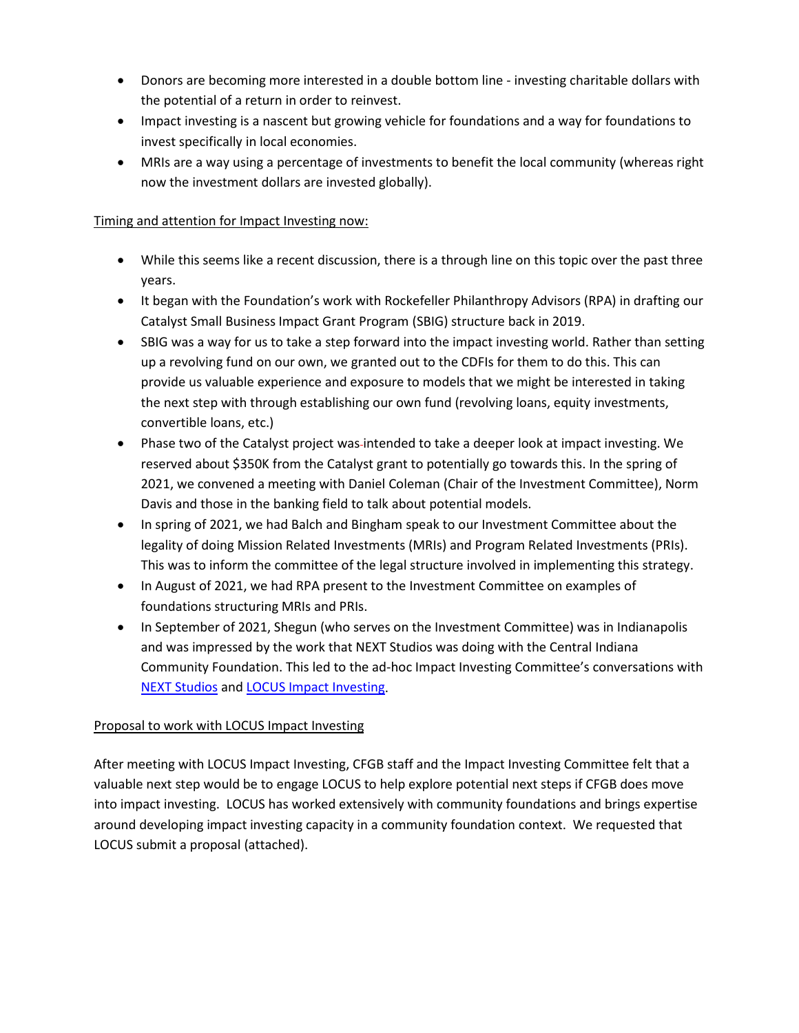- Donors are becoming more interested in a double bottom line - investing charitable dollars with the potential of a return in order to reinvest.
- Impact investing is a nascent but growing vehicle for foundations and a way for foundations to invest specifically in local economies.
- MRIs are a way using a percentage of investments to benefit the local community (whereas right now the investment dollars are invested globally).

<u>Timing and attention for Impact Investing now:</u>

- While this seems like a recent discussion, there is a through line on this topic over the past three years.
- It began with the Foundation's work with Rockefeller Philanthropy Advisors (RPA) in drafting our Catalyst Small Business Impact Grant Program (SBIG) structure back in 2019.
- SBIG was a way for us to take a step forward into the impact investing world. Rather than setting up a revolving fund on our own, we granted out to the CDFIs for them to do this. This can provide us valuable experience and exposure to models that we might be interested in taking the next step with through establishing our own fund (revolving loans, equity investments, convertible loans, etc.)
- Phase two of the Catalyst project was intended to take a deeper look at impact investing. We reserved about $350K from the Catalyst grant to potentially go towards this. In the spring of 2021, we convened a meeting with Daniel Coleman (Chair of the Investment Committee), Norm Davis and those in the banking field to talk about potential models.
- In spring of 2021, we had Balch and Bingham speak to our Investment Committee about the legality of doing Mission Related Investments (MRIs) and Program Related Investments (PRIs). This was to inform the committee of the legal structure involved in implementing this strategy.
- In August of 2021, we had RPA present to the Investment Committee on examples of foundations structuring MRIs and PRIs.
- In September of 2021, Shegun (who serves on the Investment Committee) was in Indianapolis and was impressed by the work that NEXT Studios was doing with the Central Indiana Community Foundation. This led to the ad-hoc Impact Investing Committee's conversations with NEXT Studios and LOCUS Impact Investing.

<u>Proposal to work with LOCUS Impact Investing</u>

After meeting with LOCUS Impact Investing, CFGB staff and the Impact Investing Committee felt that a valuable next step would be to engage LOCUS to help explore potential next steps if CFGB does move into impact investing. LOCUS has worked extensively with community foundations and brings expertise around developing impact investing capacity in a community foundation context. We requested that LOCUS submit a proposal (attached).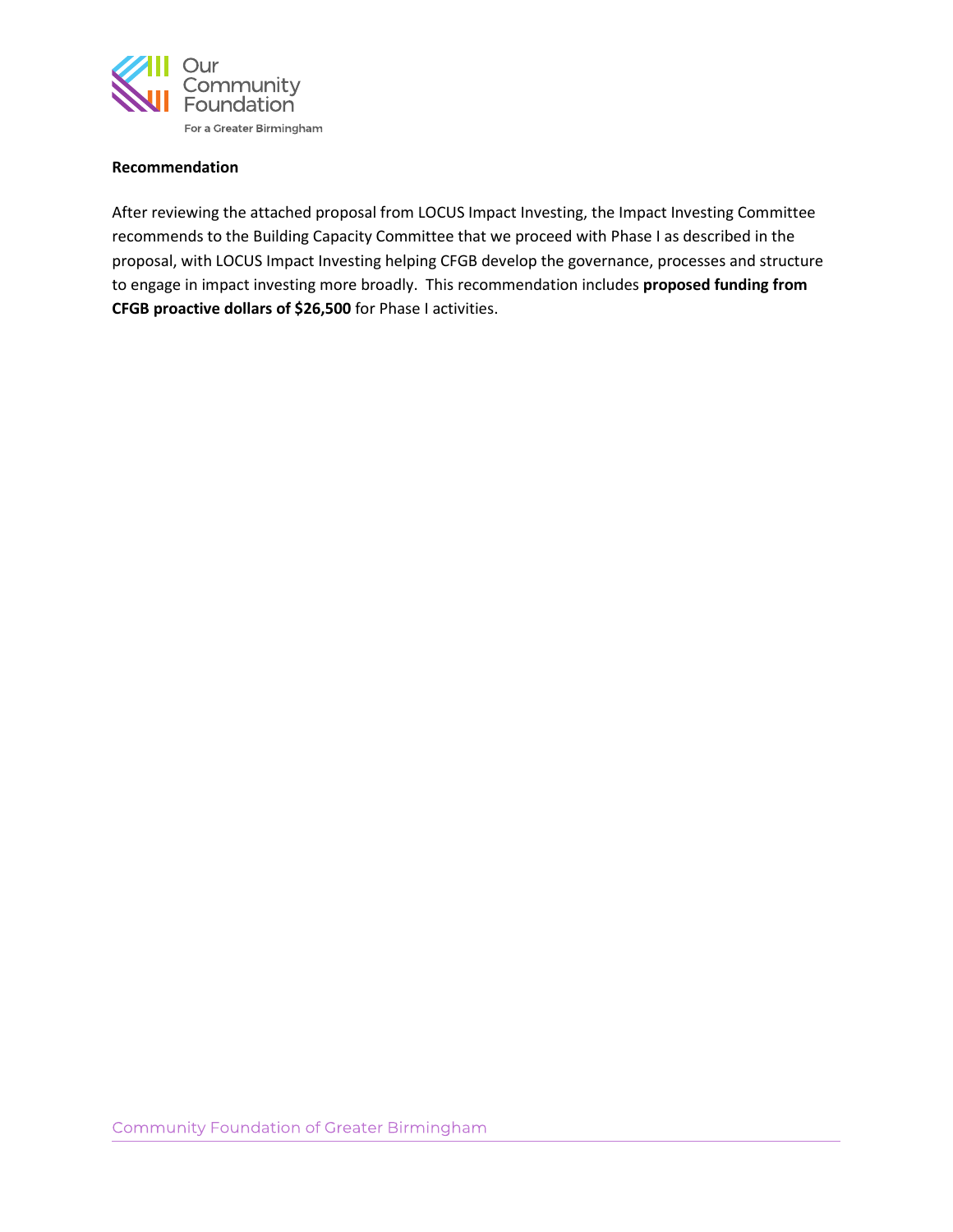**Recommendation**

After reviewing the attached proposal from LOCUS Impact Investing, the Impact Investing Committee recommends to the Building Capacity Committee that we proceed with Phase I as described in the proposal, with LOCUS Impact Investing helping CFGB develop the governance, processes and structure to engage in impact investing more broadly. This recommendation includes **proposed funding from CFGB proactive dollars of $26,500** for Phase I activities.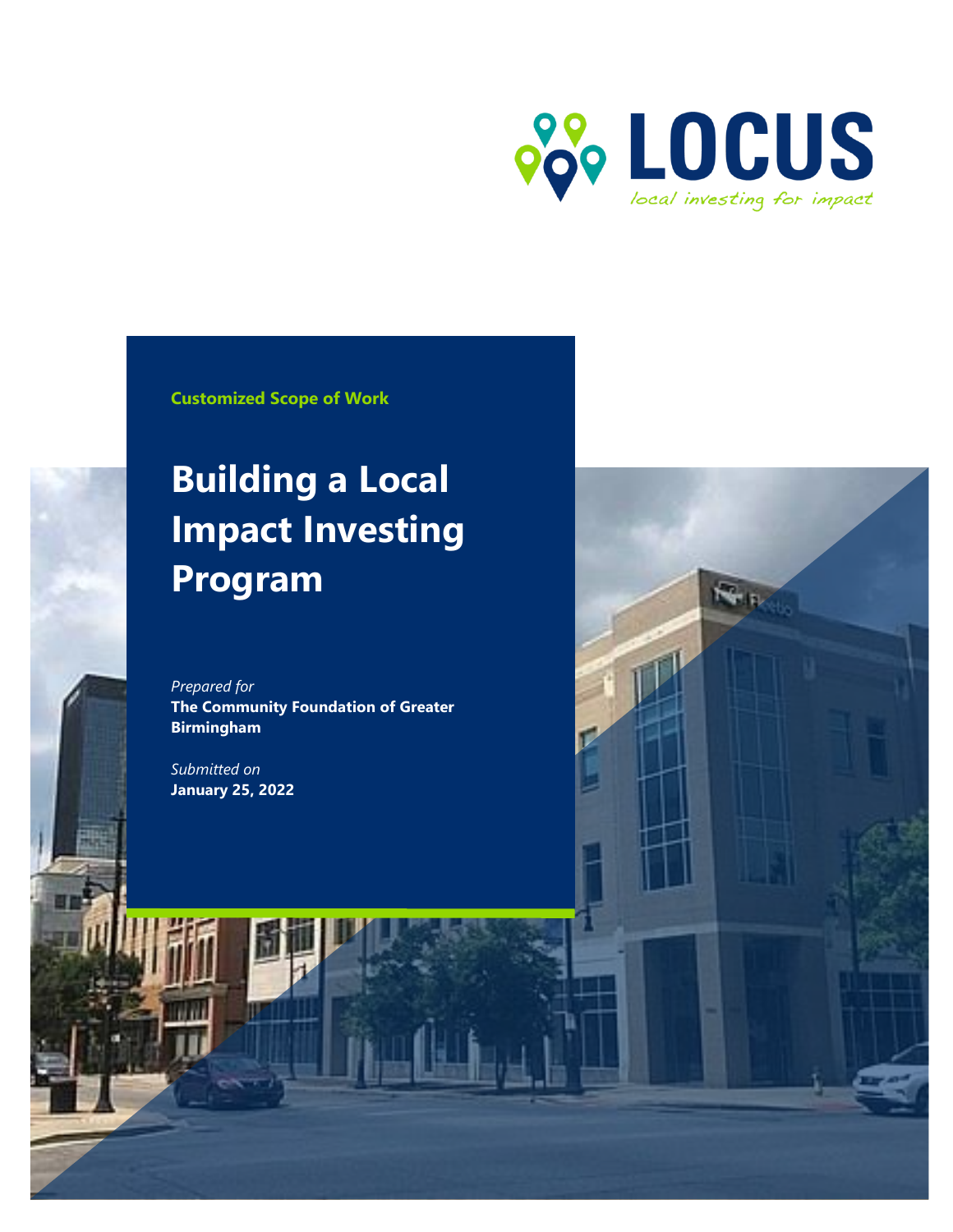LOCUS

*local investing for impact*

Customized Scope of Work

# Building a Local Impact Investing Program

*Prepared for*
**The Community Foundation of Greater Birmingham**

*Submitted on*
**January 25, 2022**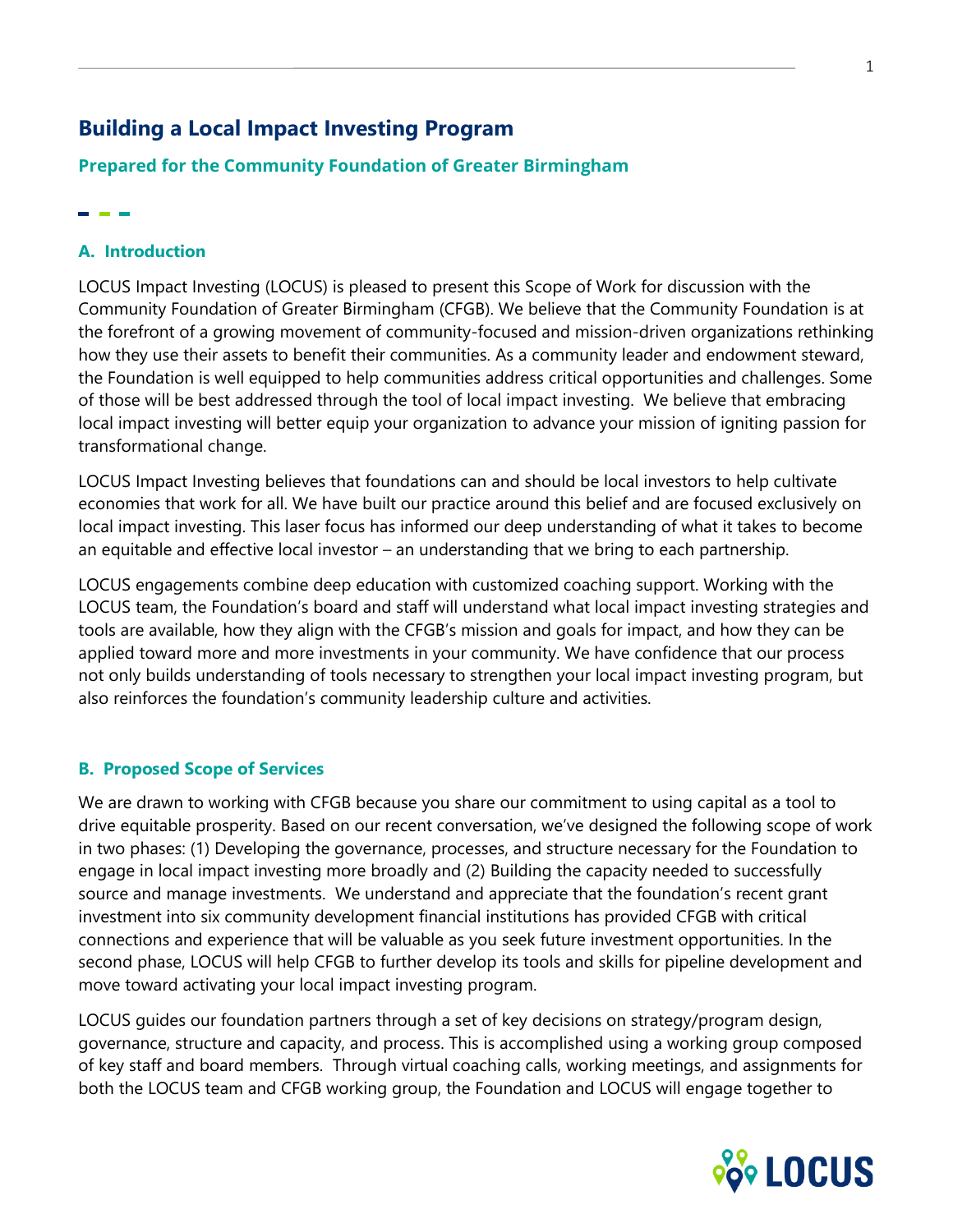# Building a Local Impact Investing Program

## Prepared for the Community Foundation of Greater Birmingham

### A. Introduction

LOCUS Impact Investing (LOCUS) is pleased to present this Scope of Work for discussion with the Community Foundation of Greater Birmingham (CFGB). We believe that the Community Foundation is at the forefront of a growing movement of community-focused and mission-driven organizations rethinking how they use their assets to benefit their communities. As a community leader and endowment steward, the Foundation is well equipped to help communities address critical opportunities and challenges. Some of those will be best addressed through the tool of local impact investing. We believe that embracing local impact investing will better equip your organization to advance your mission of igniting passion for transformational change.

LOCUS Impact Investing believes that foundations can and should be local investors to help cultivate economies that work for all. We have built our practice around this belief and are focused exclusively on local impact investing. This laser focus has informed our deep understanding of what it takes to become an equitable and effective local investor – an understanding that we bring to each partnership.

LOCUS engagements combine deep education with customized coaching support. Working with the LOCUS team, the Foundation's board and staff will understand what local impact investing strategies and tools are available, how they align with the CFGB's mission and goals for impact, and how they can be applied toward more and more investments in your community. We have confidence that our process not only builds understanding of tools necessary to strengthen your local impact investing program, but also reinforces the foundation's community leadership culture and activities.

### B. Proposed Scope of Services

We are drawn to working with CFGB because you share our commitment to using capital as a tool to drive equitable prosperity. Based on our recent conversation, we've designed the following scope of work in two phases: (1) Developing the governance, processes, and structure necessary for the Foundation to engage in local impact investing more broadly and (2) Building the capacity needed to successfully source and manage investments. We understand and appreciate that the foundation's recent grant investment into six community development financial institutions has provided CFGB with critical connections and experience that will be valuable as you seek future investment opportunities. In the second phase, LOCUS will help CFGB to further develop its tools and skills for pipeline development and move toward activating your local impact investing program.

LOCUS guides our foundation partners through a set of key decisions on strategy/program design, governance, structure and capacity, and process. This is accomplished using a working group composed of key staff and board members. Through virtual coaching calls, working meetings, and assignments for both the LOCUS team and CFGB working group, the Foundation and LOCUS will engage together to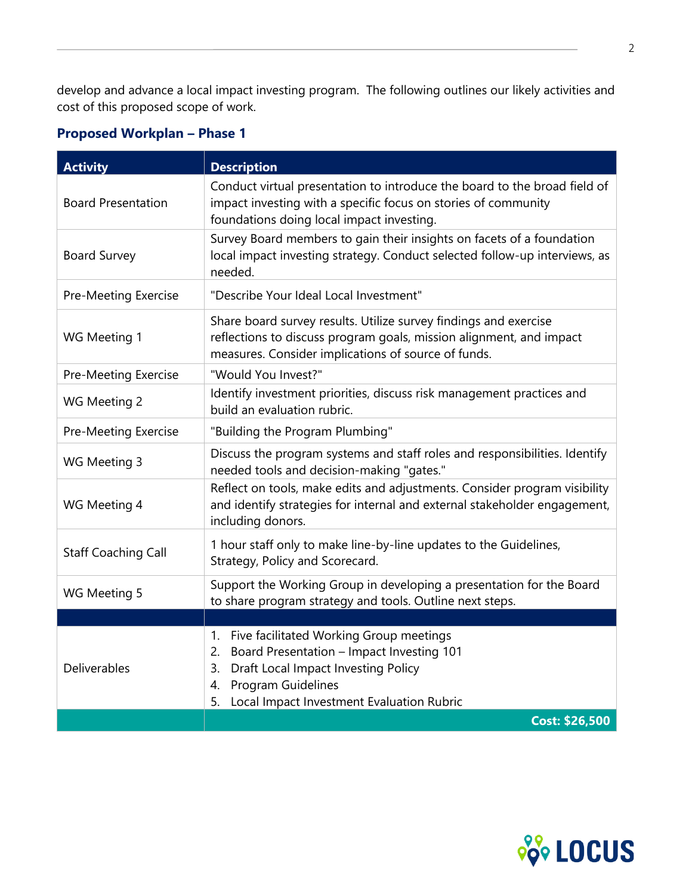develop and advance a local impact investing program. The following outlines our likely activities and cost of this proposed scope of work.

## Proposed Workplan – Phase 1

| Activity | Description |
|---|---|
| Board Presentation | Conduct virtual presentation to introduce the board to the broad field of impact investing with a specific focus on stories of community foundations doing local impact investing. |
| Board Survey | Survey Board members to gain their insights on facets of a foundation local impact investing strategy. Conduct selected follow-up interviews, as needed. |
| Pre-Meeting Exercise | "Describe Your Ideal Local Investment" |
| WG Meeting 1 | Share board survey results. Utilize survey findings and exercise reflections to discuss program goals, mission alignment, and impact measures. Consider implications of source of funds. |
| Pre-Meeting Exercise | "Would You Invest?" |
| WG Meeting 2 | Identify investment priorities, discuss risk management practices and build an evaluation rubric. |
| Pre-Meeting Exercise | "Building the Program Plumbing" |
| WG Meeting 3 | Discuss the program systems and staff roles and responsibilities. Identify needed tools and decision-making "gates." |
| WG Meeting 4 | Reflect on tools, make edits and adjustments. Consider program visibility and identify strategies for internal and external stakeholder engagement, including donors. |
| Staff Coaching Call | 1 hour staff only to make line-by-line updates to the Guidelines, Strategy, Policy and Scorecard. |
| WG Meeting 5 | Support the Working Group in developing a presentation for the Board to share program strategy and tools. Outline next steps. |
| | |
| Deliverables | 1. Five facilitated Working Group meetings<br>2. Board Presentation – Impact Investing 101<br>3. Draft Local Impact Investing Policy<br>4. Program Guidelines<br>5. Local Impact Investment Evaluation Rubric |
| | **Cost: $26,500** |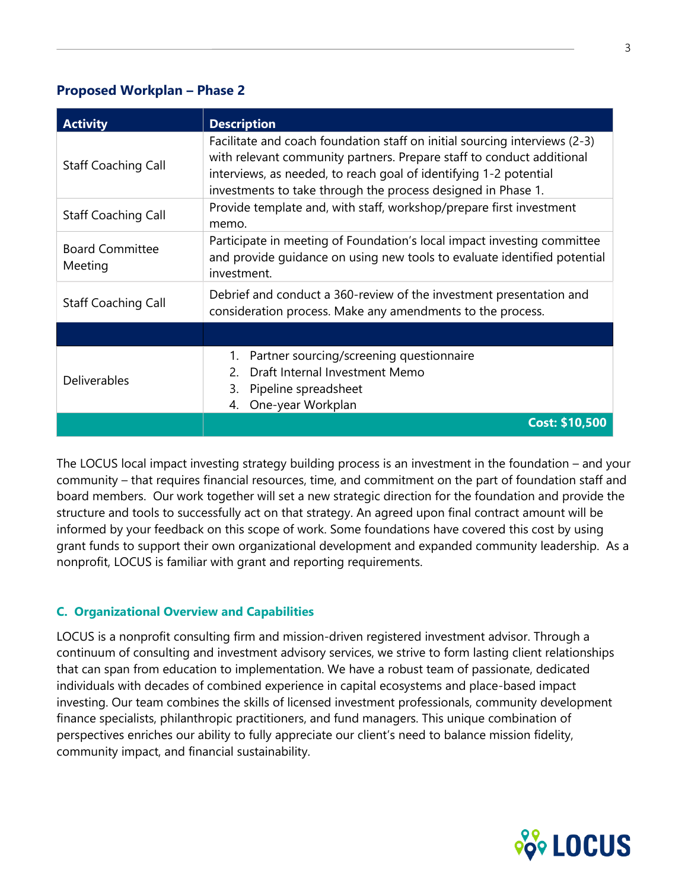### Proposed Workplan – Phase 2

| Activity | Description |
|---|---|
| Staff Coaching Call | Facilitate and coach foundation staff on initial sourcing interviews (2-3) with relevant community partners. Prepare staff to conduct additional interviews, as needed, to reach goal of identifying 1-2 potential investments to take through the process designed in Phase 1. |
| Staff Coaching Call | Provide template and, with staff, workshop/prepare first investment memo. |
| Board Committee Meeting | Participate in meeting of Foundation's local impact investing committee and provide guidance on using new tools to evaluate identified potential investment. |
| Staff Coaching Call | Debrief and conduct a 360-review of the investment presentation and consideration process. Make any amendments to the process. |
| | |
| Deliverables | 1. Partner sourcing/screening questionnaire<br>2. Draft Internal Investment Memo<br>3. Pipeline spreadsheet<br>4. One-year Workplan |
| | **Cost: $10,500** |

The LOCUS local impact investing strategy building process is an investment in the foundation – and your community – that requires financial resources, time, and commitment on the part of foundation staff and board members. Our work together will set a new strategic direction for the foundation and provide the structure and tools to successfully act on that strategy. An agreed upon final contract amount will be informed by your feedback on this scope of work. Some foundations have covered this cost by using grant funds to support their own organizational development and expanded community leadership. As a nonprofit, LOCUS is familiar with grant and reporting requirements.

### C. Organizational Overview and Capabilities

LOCUS is a nonprofit consulting firm and mission-driven registered investment advisor. Through a continuum of consulting and investment advisory services, we strive to form lasting client relationships that can span from education to implementation. We have a robust team of passionate, dedicated individuals with decades of combined experience in capital ecosystems and place-based impact investing. Our team combines the skills of licensed investment professionals, community development finance specialists, philanthropic practitioners, and fund managers. This unique combination of perspectives enriches our ability to fully appreciate our client's need to balance mission fidelity, community impact, and financial sustainability.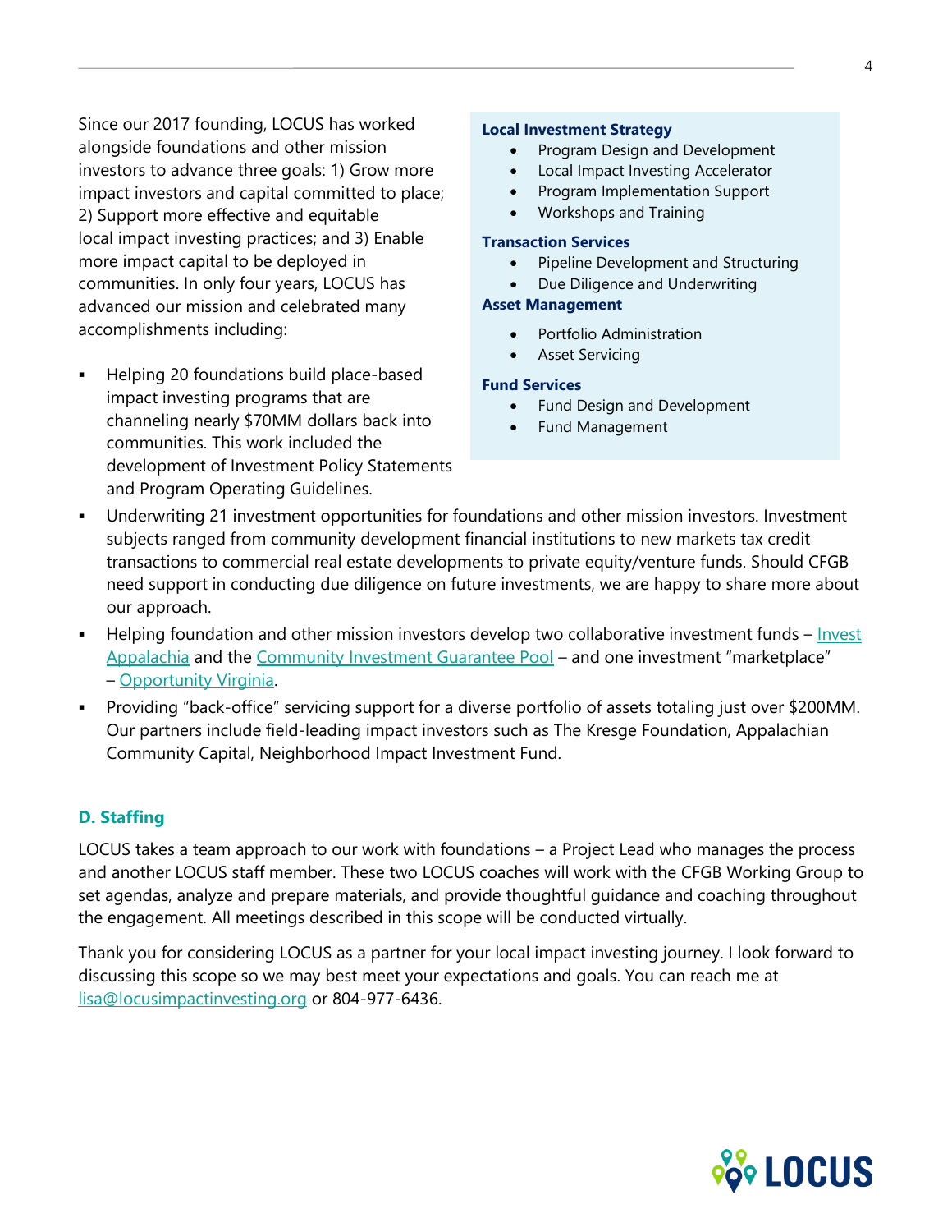Since our 2017 founding, LOCUS has worked alongside foundations and other mission investors to advance three goals: 1) Grow more impact investors and capital committed to place; 2) Support more effective and equitable local impact investing practices; and 3) Enable more impact capital to be deployed in communities. In only four years, LOCUS has advanced our mission and celebrated many accomplishments including:

**Local Investment Strategy**

- Program Design and Development
- Local Impact Investing Accelerator
- Program Implementation Support
- Workshops and Training

**Transaction Services**

- Pipeline Development and Structuring
- Due Diligence and Underwriting

**Asset Management**

- Portfolio Administration
- Asset Servicing

**Fund Services**

- Fund Design and Development
- Fund Management

- Helping 20 foundations build place-based impact investing programs that are channeling nearly $70MM dollars back into communities. This work included the development of Investment Policy Statements and Program Operating Guidelines.
- Underwriting 21 investment opportunities for foundations and other mission investors. Investment subjects ranged from community development financial institutions to new markets tax credit transactions to commercial real estate developments to private equity/venture funds. Should CFGB need support in conducting due diligence on future investments, we are happy to share more about our approach.
- Helping foundation and other mission investors develop two collaborative investment funds – Invest Appalachia and the Community Investment Guarantee Pool – and one investment "marketplace" – Opportunity Virginia.
- Providing "back-office" servicing support for a diverse portfolio of assets totaling just over $200MM. Our partners include field-leading impact investors such as The Kresge Foundation, Appalachian Community Capital, Neighborhood Impact Investment Fund.

### D. Staffing

LOCUS takes a team approach to our work with foundations – a Project Lead who manages the process and another LOCUS staff member. These two LOCUS coaches will work with the CFGB Working Group to set agendas, analyze and prepare materials, and provide thoughtful guidance and coaching throughout the engagement. All meetings described in this scope will be conducted virtually.

Thank you for considering LOCUS as a partner for your local impact investing journey. I look forward to discussing this scope so we may best meet your expectations and goals. You can reach me at lisa@locusimpactinvesting.org or 804-977-6436.